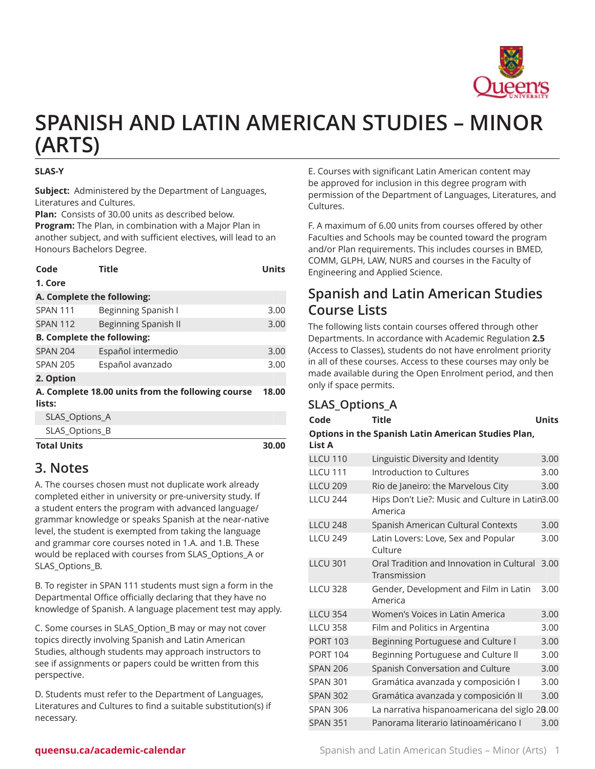# SPANISH AND LATIN AMERICAN STUDIES – MINOR (ARTS)

**SLAS-Y**

**Subject:** Administered by the Department of Languages, Literatures and Cultures.
**Plan:** Consists of 30.00 units as described below.
**Program:** The Plan, in combination with a Major Plan in another subject, and with sufficient electives, will lead to an Honours Bachelors Degree.

| Code | Title | Units |
|---|---|---|
| **1. Core** | | |
| **A. Complete the following:** | | |
| SPAN 111 | Beginning Spanish I | 3.00 |
| SPAN 112 | Beginning Spanish II | 3.00 |
| **B. Complete the following:** | | |
| SPAN 204 | Español intermedio | 3.00 |
| SPAN 205 | Español avanzado | 3.00 |
| **2. Option** | | |
| **A. Complete 18.00 units from the following course lists:** | | **18.00** |
| SLAS_Options_A | | |
| SLAS_Options_B | | |
| **Total Units** | | **30.00** |

## 3. Notes

A. The courses chosen must not duplicate work already completed either in university or pre-university study. If a student enters the program with advanced language/grammar knowledge or speaks Spanish at the near-native level, the student is exempted from taking the language and grammar core courses noted in 1.A. and 1.B. These would be replaced with courses from SLAS_Options_A or SLAS_Options_B.

B. To register in SPAN 111 students must sign a form in the Departmental Office officially declaring that they have no knowledge of Spanish. A language placement test may apply.

C. Some courses in SLAS_Option_B may or may not cover topics directly involving Spanish and Latin American Studies, although students may approach instructors to see if assignments or papers could be written from this perspective.

D. Students must refer to the Department of Languages, Literatures and Cultures to find a suitable substitution(s) if necessary.

E. Courses with significant Latin American content may be approved for inclusion in this degree program with permission of the Department of Languages, Literatures, and Cultures.

F. A maximum of 6.00 units from courses offered by other Faculties and Schools may be counted toward the program and/or Plan requirements. This includes courses in BMED, COMM, GLPH, LAW, NURS and courses in the Faculty of Engineering and Applied Science.

## Spanish and Latin American Studies Course Lists

The following lists contain courses offered through other Departments. In accordance with Academic Regulation **2.5** (Access to Classes), students do not have enrolment priority in all of these courses. Access to these courses may only be made available during the Open Enrolment period, and then only if space permits.

### SLAS_Options_A

| Code | Title | Units |
|---|---|---|
| **Options in the Spanish Latin American Studies Plan, List A** | | |
| LLCU 110 | Linguistic Diversity and Identity | 3.00 |
| LLCU 111 | Introduction to Cultures | 3.00 |
| LLCU 209 | Rio de Janeiro: the Marvelous City | 3.00 |
| LLCU 244 | Hips Don't Lie?: Music and Culture in Latin America | 3.00 |
| LLCU 248 | Spanish American Cultural Contexts | 3.00 |
| LLCU 249 | Latin Lovers: Love, Sex and Popular Culture | 3.00 |
| LLCU 301 | Oral Tradition and Innovation in Cultural Transmission | 3.00 |
| LLCU 328 | Gender, Development and Film in Latin America | 3.00 |
| LLCU 354 | Women's Voices in Latin America | 3.00 |
| LLCU 358 | Film and Politics in Argentina | 3.00 |
| PORT 103 | Beginning Portuguese and Culture I | 3.00 |
| PORT 104 | Beginning Portuguese and Culture II | 3.00 |
| SPAN 206 | Spanish Conversation and Culture | 3.00 |
| SPAN 301 | Gramática avanzada y composición I | 3.00 |
| SPAN 302 | Gramática avanzada y composición II | 3.00 |
| SPAN 306 | La narrativa hispanoamericana del siglo 20 | 3.00 |
| SPAN 351 | Panorama literario latinoaméricano I | 3.00 |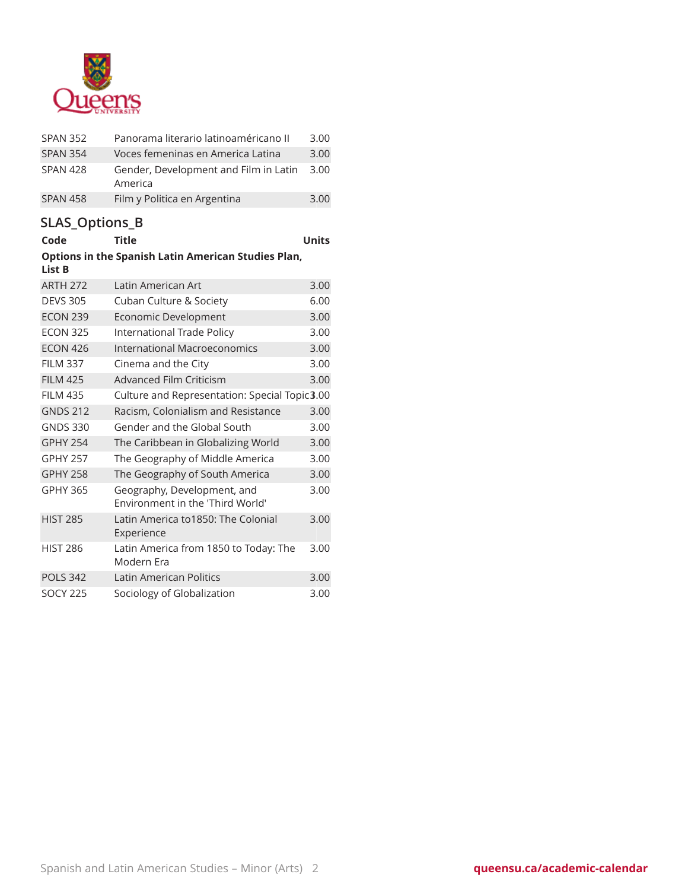| | | |
|---|---|---|
| SPAN 352 | Panorama literario latinoaméricano II | 3.00 |
| SPAN 354 | Voces femeninas en America Latina | 3.00 |
| SPAN 428 | Gender, Development and Film in Latin America | 3.00 |
| SPAN 458 | Film y Politica en Argentina | 3.00 |

## SLAS_Options_B

| Code | Title | Units |
|---|---|---|
| **Options in the Spanish Latin American Studies Plan, List B** | | |
| ARTH 272 | Latin American Art | 3.00 |
| DEVS 305 | Cuban Culture & Society | 6.00 |
| ECON 239 | Economic Development | 3.00 |
| ECON 325 | International Trade Policy | 3.00 |
| ECON 426 | International Macroeconomics | 3.00 |
| FILM 337 | Cinema and the City | 3.00 |
| FILM 425 | Advanced Film Criticism | 3.00 |
| FILM 435 | Culture and Representation: Special Topic | 3.00 |
| GNDS 212 | Racism, Colonialism and Resistance | 3.00 |
| GNDS 330 | Gender and the Global South | 3.00 |
| GPHY 254 | The Caribbean in Globalizing World | 3.00 |
| GPHY 257 | The Geography of Middle America | 3.00 |
| GPHY 258 | The Geography of South America | 3.00 |
| GPHY 365 | Geography, Development, and Environment in the 'Third World' | 3.00 |
| HIST 285 | Latin America to1850: The Colonial Experience | 3.00 |
| HIST 286 | Latin America from 1850 to Today: The Modern Era | 3.00 |
| POLS 342 | Latin American Politics | 3.00 |
| SOCY 225 | Sociology of Globalization | 3.00 |